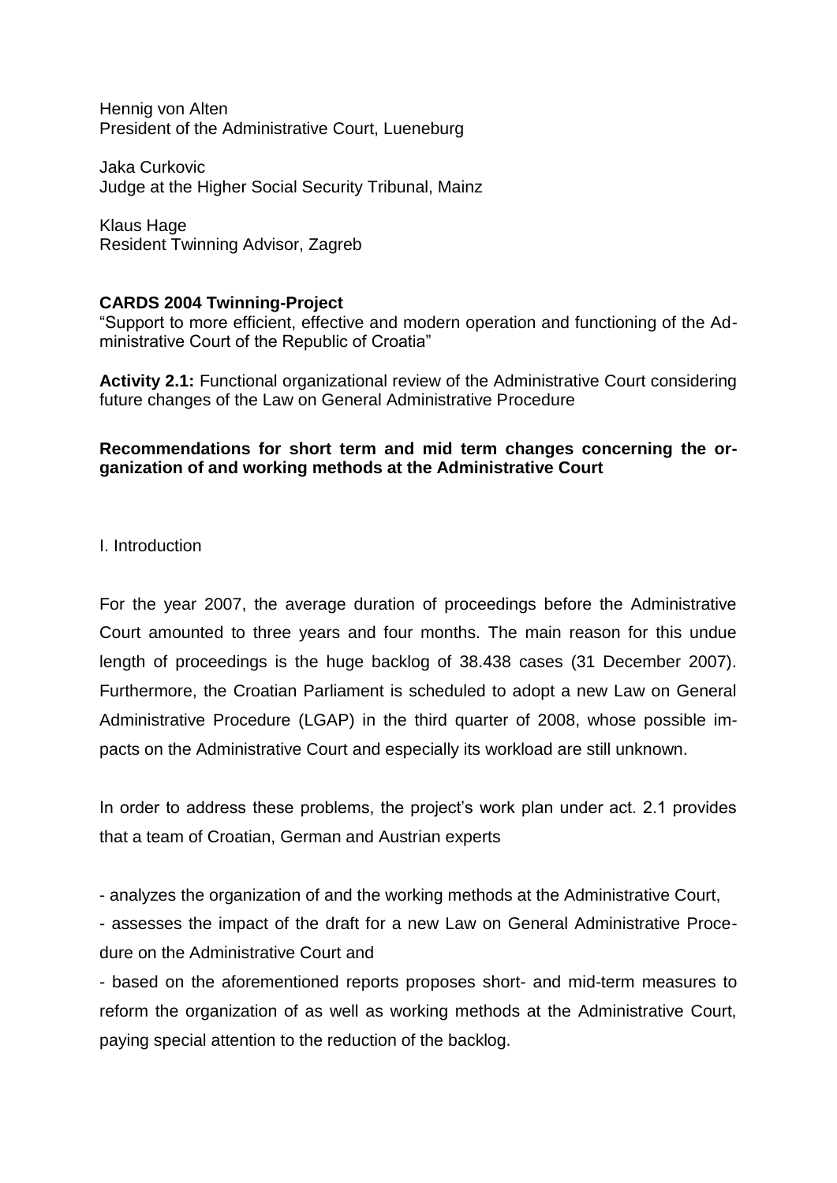Hennig von Alten
President of the Administrative Court, Lueneburg

Jaka Curkovic
Judge at the Higher Social Security Tribunal, Mainz

Klaus Hage
Resident Twinning Advisor, Zagreb

**CARDS 2004 Twinning-Project**
"Support to more efficient, effective and modern operation and functioning of the Administrative Court of the Republic of Croatia"

**Activity 2.1:** Functional organizational review of the Administrative Court considering future changes of the Law on General Administrative Procedure

**Recommendations for short term and mid term changes concerning the organization of and working methods at the Administrative Court**

I. Introduction

For the year 2007, the average duration of proceedings before the Administrative Court amounted to three years and four months. The main reason for this undue length of proceedings is the huge backlog of 38.438 cases (31 December 2007). Furthermore, the Croatian Parliament is scheduled to adopt a new Law on General Administrative Procedure (LGAP) in the third quarter of 2008, whose possible impacts on the Administrative Court and especially its workload are still unknown.

In order to address these problems, the project's work plan under act. 2.1 provides that a team of Croatian, German and Austrian experts

- analyzes the organization of and the working methods at the Administrative Court,
- assesses the impact of the draft for a new Law on General Administrative Procedure on the Administrative Court and
- based on the aforementioned reports proposes short- and mid-term measures to reform the organization of as well as working methods at the Administrative Court, paying special attention to the reduction of the backlog.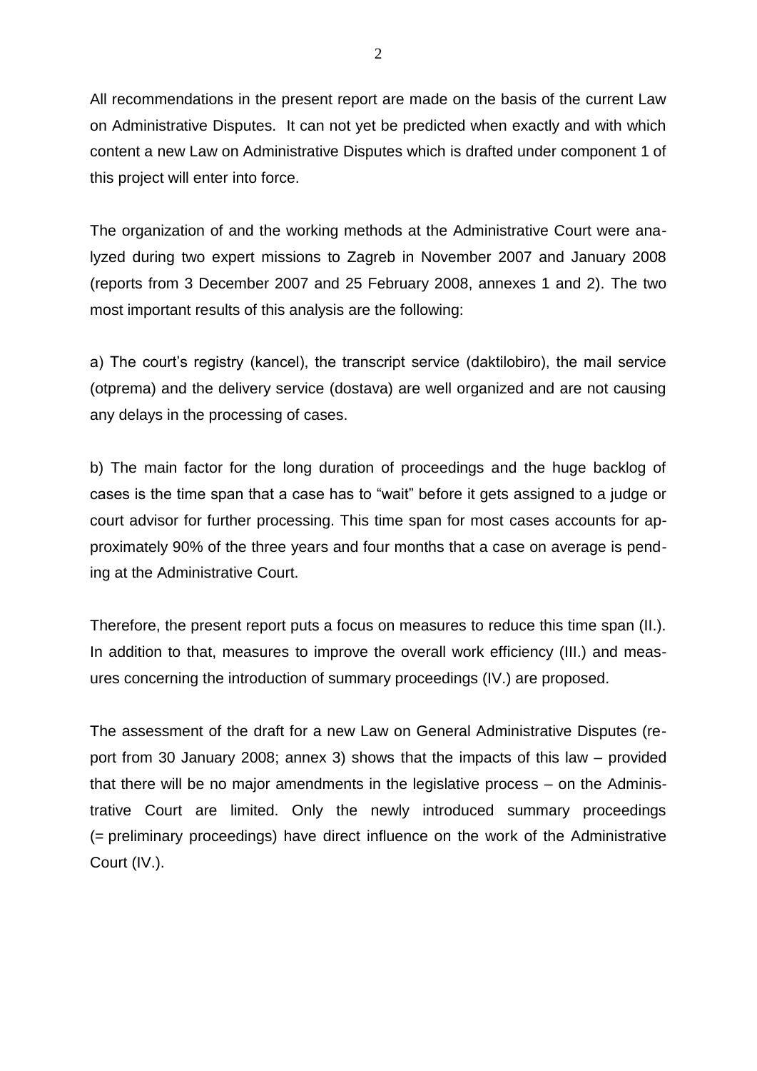All recommendations in the present report are made on the basis of the current Law on Administrative Disputes. It can not yet be predicted when exactly and with which content a new Law on Administrative Disputes which is drafted under component 1 of this project will enter into force.

The organization of and the working methods at the Administrative Court were analyzed during two expert missions to Zagreb in November 2007 and January 2008 (reports from 3 December 2007 and 25 February 2008, annexes 1 and 2). The two most important results of this analysis are the following:

a) The court's registry (kancel), the transcript service (daktilobiro), the mail service (otprema) and the delivery service (dostava) are well organized and are not causing any delays in the processing of cases.

b) The main factor for the long duration of proceedings and the huge backlog of cases is the time span that a case has to "wait" before it gets assigned to a judge or court advisor for further processing. This time span for most cases accounts for approximately 90% of the three years and four months that a case on average is pending at the Administrative Court.

Therefore, the present report puts a focus on measures to reduce this time span (II.). In addition to that, measures to improve the overall work efficiency (III.) and measures concerning the introduction of summary proceedings (IV.) are proposed.

The assessment of the draft for a new Law on General Administrative Disputes (report from 30 January 2008; annex 3) shows that the impacts of this law – provided that there will be no major amendments in the legislative process – on the Administrative Court are limited. Only the newly introduced summary proceedings (= preliminary proceedings) have direct influence on the work of the Administrative Court (IV.).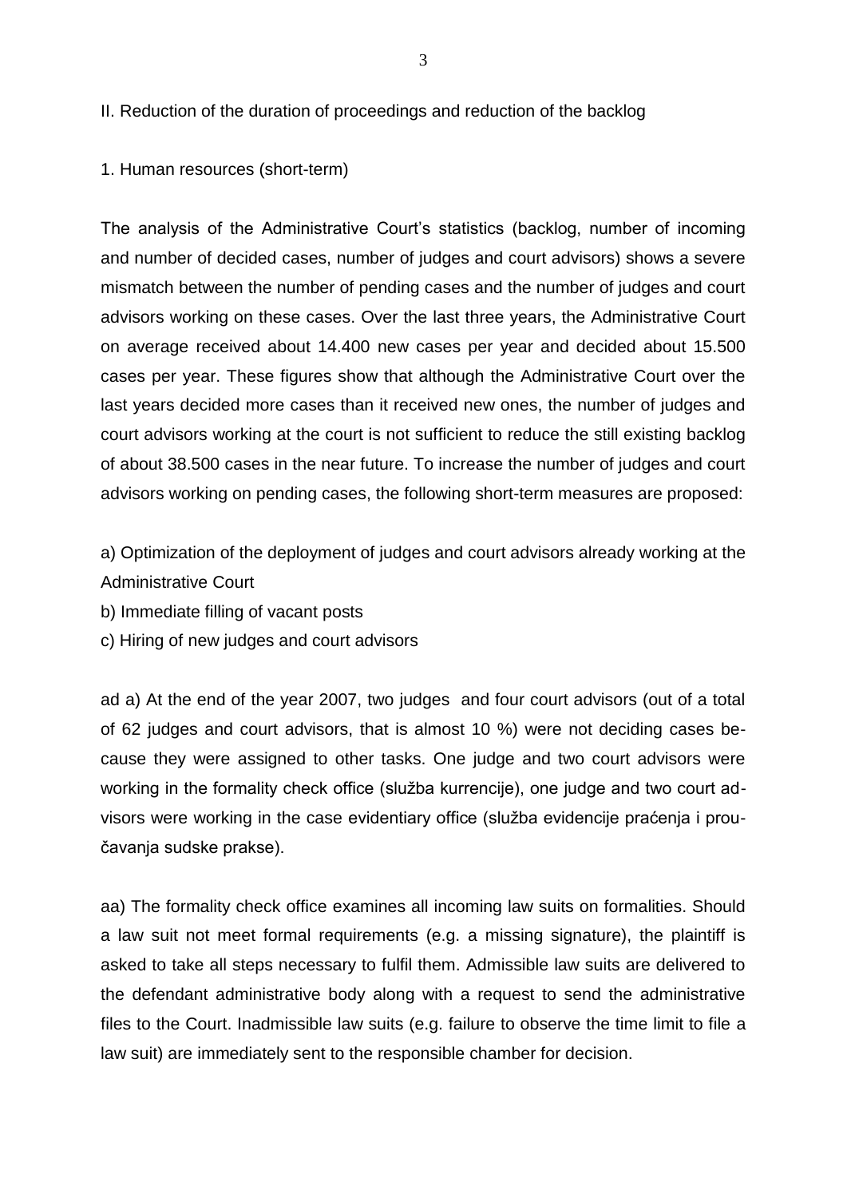## II. Reduction of the duration of proceedings and reduction of the backlog

### 1. Human resources (short-term)

The analysis of the Administrative Court's statistics (backlog, number of incoming and number of decided cases, number of judges and court advisors) shows a severe mismatch between the number of pending cases and the number of judges and court advisors working on these cases. Over the last three years, the Administrative Court on average received about 14.400 new cases per year and decided about 15.500 cases per year. These figures show that although the Administrative Court over the last years decided more cases than it received new ones, the number of judges and court advisors working at the court is not sufficient to reduce the still existing backlog of about 38.500 cases in the near future. To increase the number of judges and court advisors working on pending cases, the following short-term measures are proposed:

a) Optimization of the deployment of judges and court advisors already working at the Administrative Court
b) Immediate filling of vacant posts
c) Hiring of new judges and court advisors

ad a) At the end of the year 2007, two judges and four court advisors (out of a total of 62 judges and court advisors, that is almost 10 %) were not deciding cases because they were assigned to other tasks. One judge and two court advisors were working in the formality check office (služba kurrencije), one judge and two court advisors were working in the case evidentiary office (služba evidencije praćenja i proučavanja sudske prakse).

aa) The formality check office examines all incoming law suits on formalities. Should a law suit not meet formal requirements (e.g. a missing signature), the plaintiff is asked to take all steps necessary to fulfil them. Admissible law suits are delivered to the defendant administrative body along with a request to send the administrative files to the Court. Inadmissible law suits (e.g. failure to observe the time limit to file a law suit) are immediately sent to the responsible chamber for decision.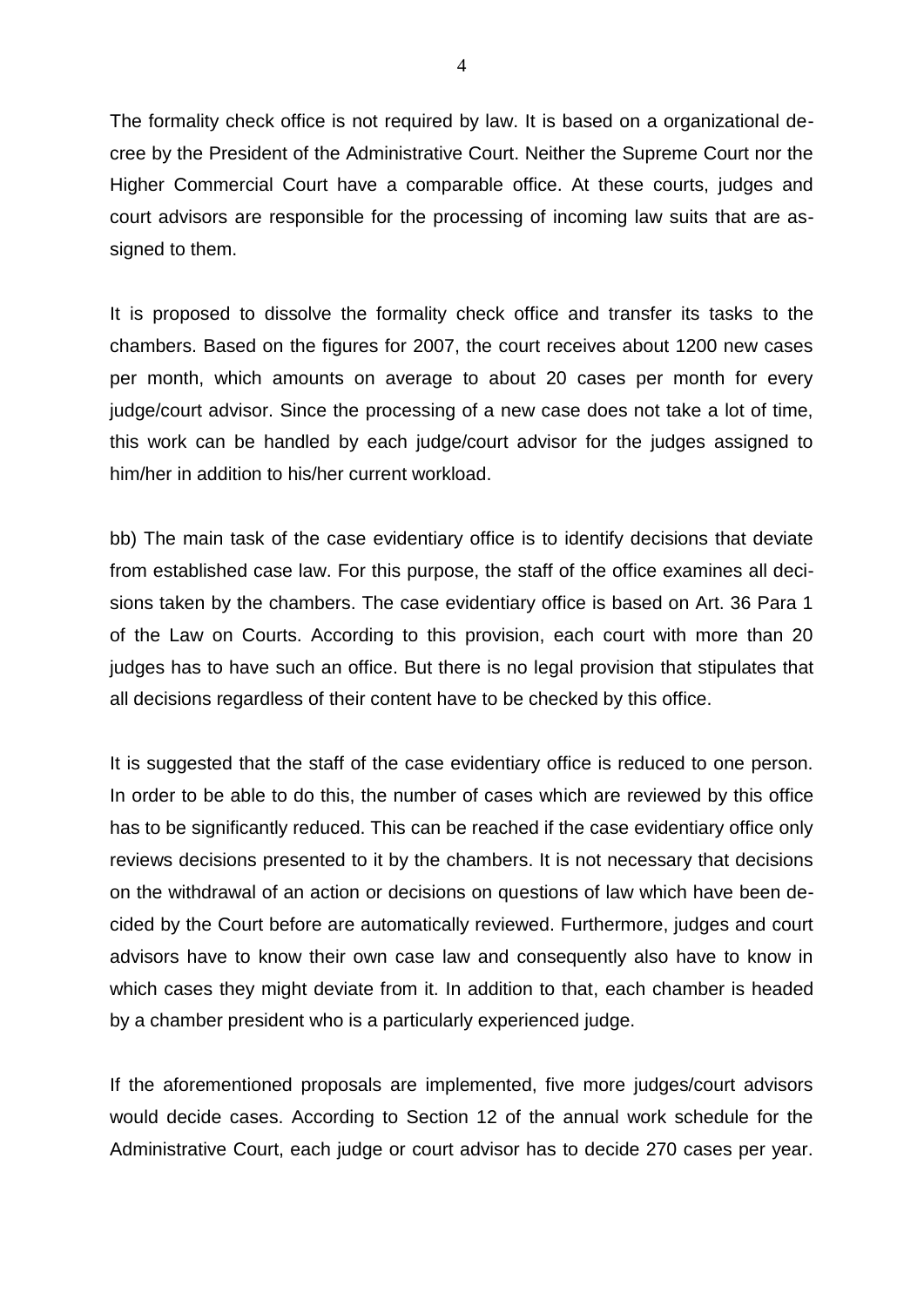The formality check office is not required by law. It is based on a organizational decree by the President of the Administrative Court. Neither the Supreme Court nor the Higher Commercial Court have a comparable office. At these courts, judges and court advisors are responsible for the processing of incoming law suits that are assigned to them.

It is proposed to dissolve the formality check office and transfer its tasks to the chambers. Based on the figures for 2007, the court receives about 1200 new cases per month, which amounts on average to about 20 cases per month for every judge/court advisor. Since the processing of a new case does not take a lot of time, this work can be handled by each judge/court advisor for the judges assigned to him/her in addition to his/her current workload.

bb) The main task of the case evidentiary office is to identify decisions that deviate from established case law. For this purpose, the staff of the office examines all decisions taken by the chambers. The case evidentiary office is based on Art. 36 Para 1 of the Law on Courts. According to this provision, each court with more than 20 judges has to have such an office. But there is no legal provision that stipulates that all decisions regardless of their content have to be checked by this office.

It is suggested that the staff of the case evidentiary office is reduced to one person. In order to be able to do this, the number of cases which are reviewed by this office has to be significantly reduced. This can be reached if the case evidentiary office only reviews decisions presented to it by the chambers. It is not necessary that decisions on the withdrawal of an action or decisions on questions of law which have been decided by the Court before are automatically reviewed. Furthermore, judges and court advisors have to know their own case law and consequently also have to know in which cases they might deviate from it. In addition to that, each chamber is headed by a chamber president who is a particularly experienced judge.

If the aforementioned proposals are implemented, five more judges/court advisors would decide cases. According to Section 12 of the annual work schedule for the Administrative Court, each judge or court advisor has to decide 270 cases per year.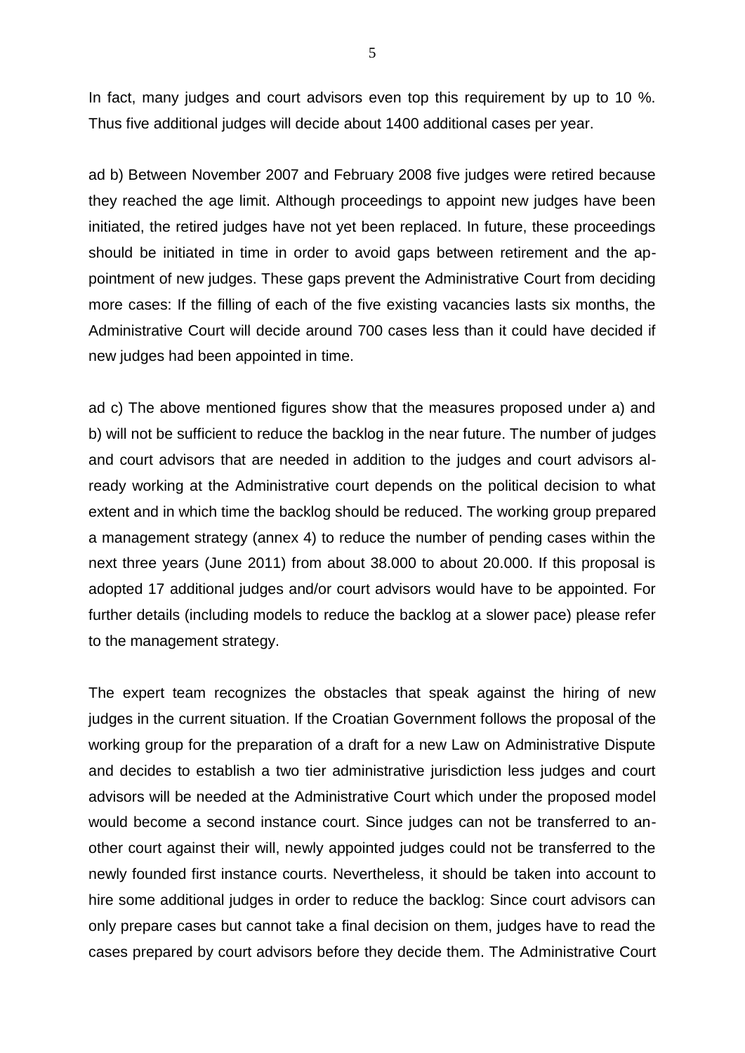In fact, many judges and court advisors even top this requirement by up to 10 %. Thus five additional judges will decide about 1400 additional cases per year.

ad b) Between November 2007 and February 2008 five judges were retired because they reached the age limit. Although proceedings to appoint new judges have been initiated, the retired judges have not yet been replaced. In future, these proceedings should be initiated in time in order to avoid gaps between retirement and the appointment of new judges. These gaps prevent the Administrative Court from deciding more cases: If the filling of each of the five existing vacancies lasts six months, the Administrative Court will decide around 700 cases less than it could have decided if new judges had been appointed in time.

ad c) The above mentioned figures show that the measures proposed under a) and b) will not be sufficient to reduce the backlog in the near future. The number of judges and court advisors that are needed in addition to the judges and court advisors already working at the Administrative court depends on the political decision to what extent and in which time the backlog should be reduced. The working group prepared a management strategy (annex 4) to reduce the number of pending cases within the next three years (June 2011) from about 38.000 to about 20.000. If this proposal is adopted 17 additional judges and/or court advisors would have to be appointed. For further details (including models to reduce the backlog at a slower pace) please refer to the management strategy.

The expert team recognizes the obstacles that speak against the hiring of new judges in the current situation. If the Croatian Government follows the proposal of the working group for the preparation of a draft for a new Law on Administrative Dispute and decides to establish a two tier administrative jurisdiction less judges and court advisors will be needed at the Administrative Court which under the proposed model would become a second instance court. Since judges can not be transferred to another court against their will, newly appointed judges could not be transferred to the newly founded first instance courts. Nevertheless, it should be taken into account to hire some additional judges in order to reduce the backlog: Since court advisors can only prepare cases but cannot take a final decision on them, judges have to read the cases prepared by court advisors before they decide them. The Administrative Court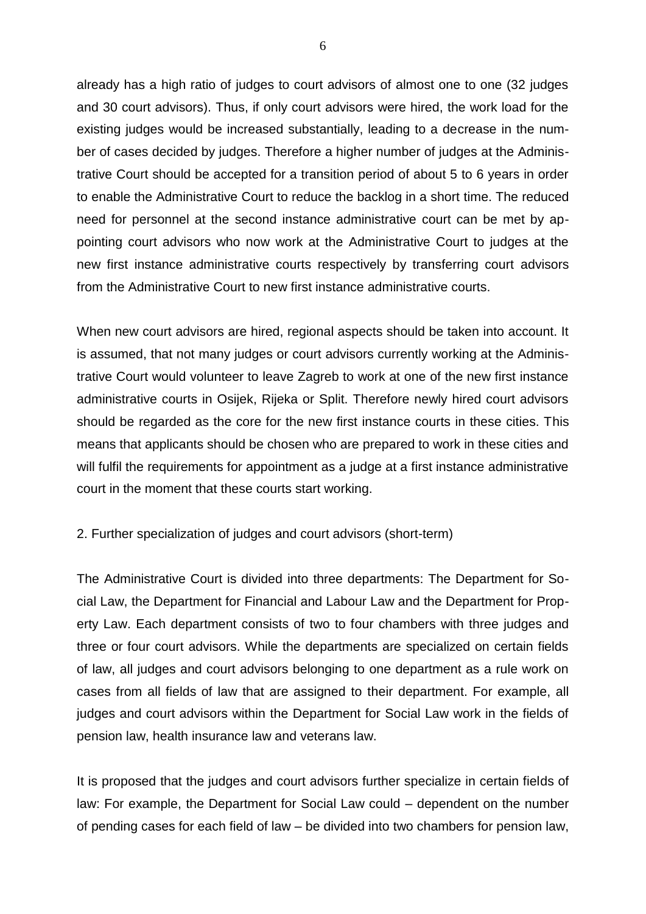already has a high ratio of judges to court advisors of almost one to one (32 judges and 30 court advisors). Thus, if only court advisors were hired, the work load for the existing judges would be increased substantially, leading to a decrease in the number of cases decided by judges. Therefore a higher number of judges at the Administrative Court should be accepted for a transition period of about 5 to 6 years in order to enable the Administrative Court to reduce the backlog in a short time. The reduced need for personnel at the second instance administrative court can be met by appointing court advisors who now work at the Administrative Court to judges at the new first instance administrative courts respectively by transferring court advisors from the Administrative Court to new first instance administrative courts.

When new court advisors are hired, regional aspects should be taken into account. It is assumed, that not many judges or court advisors currently working at the Administrative Court would volunteer to leave Zagreb to work at one of the new first instance administrative courts in Osijek, Rijeka or Split. Therefore newly hired court advisors should be regarded as the core for the new first instance courts in these cities. This means that applicants should be chosen who are prepared to work in these cities and will fulfil the requirements for appointment as a judge at a first instance administrative court in the moment that these courts start working.

2. Further specialization of judges and court advisors (short-term)

The Administrative Court is divided into three departments: The Department for Social Law, the Department for Financial and Labour Law and the Department for Property Law. Each department consists of two to four chambers with three judges and three or four court advisors. While the departments are specialized on certain fields of law, all judges and court advisors belonging to one department as a rule work on cases from all fields of law that are assigned to their department. For example, all judges and court advisors within the Department for Social Law work in the fields of pension law, health insurance law and veterans law.

It is proposed that the judges and court advisors further specialize in certain fields of law: For example, the Department for Social Law could – dependent on the number of pending cases for each field of law – be divided into two chambers for pension law,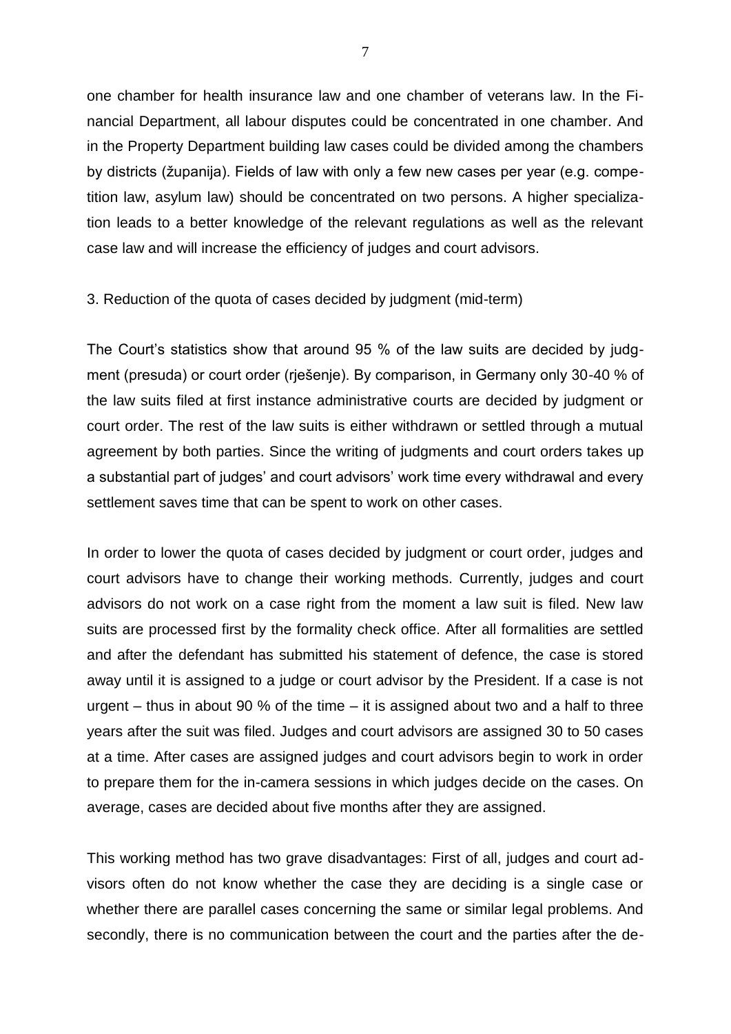one chamber for health insurance law and one chamber of veterans law. In the Financial Department, all labour disputes could be concentrated in one chamber. And in the Property Department building law cases could be divided among the chambers by districts (županija). Fields of law with only a few new cases per year (e.g. competition law, asylum law) should be concentrated on two persons. A higher specialization leads to a better knowledge of the relevant regulations as well as the relevant case law and will increase the efficiency of judges and court advisors.

3. Reduction of the quota of cases decided by judgment (mid-term)

The Court's statistics show that around 95 % of the law suits are decided by judgment (presuda) or court order (rješenje). By comparison, in Germany only 30-40 % of the law suits filed at first instance administrative courts are decided by judgment or court order. The rest of the law suits is either withdrawn or settled through a mutual agreement by both parties. Since the writing of judgments and court orders takes up a substantial part of judges' and court advisors' work time every withdrawal and every settlement saves time that can be spent to work on other cases.

In order to lower the quota of cases decided by judgment or court order, judges and court advisors have to change their working methods. Currently, judges and court advisors do not work on a case right from the moment a law suit is filed. New law suits are processed first by the formality check office. After all formalities are settled and after the defendant has submitted his statement of defence, the case is stored away until it is assigned to a judge or court advisor by the President. If a case is not urgent – thus in about 90 % of the time – it is assigned about two and a half to three years after the suit was filed. Judges and court advisors are assigned 30 to 50 cases at a time. After cases are assigned judges and court advisors begin to work in order to prepare them for the in-camera sessions in which judges decide on the cases. On average, cases are decided about five months after they are assigned.

This working method has two grave disadvantages: First of all, judges and court advisors often do not know whether the case they are deciding is a single case or whether there are parallel cases concerning the same or similar legal problems. And secondly, there is no communication between the court and the parties after the de-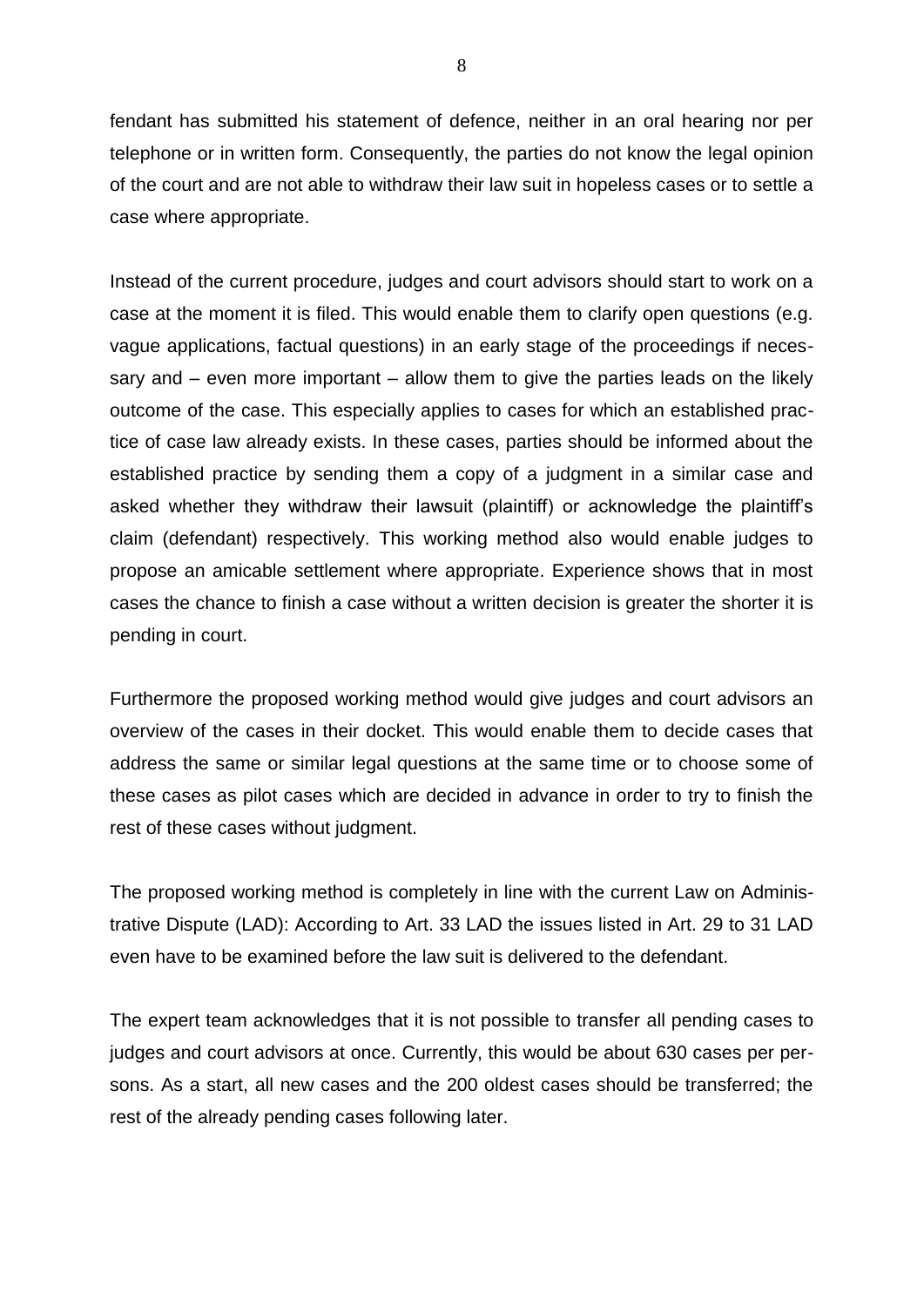fendant has submitted his statement of defence, neither in an oral hearing nor per telephone or in written form. Consequently, the parties do not know the legal opinion of the court and are not able to withdraw their law suit in hopeless cases or to settle a case where appropriate.

Instead of the current procedure, judges and court advisors should start to work on a case at the moment it is filed. This would enable them to clarify open questions (e.g. vague applications, factual questions) in an early stage of the proceedings if necessary and – even more important – allow them to give the parties leads on the likely outcome of the case. This especially applies to cases for which an established practice of case law already exists. In these cases, parties should be informed about the established practice by sending them a copy of a judgment in a similar case and asked whether they withdraw their lawsuit (plaintiff) or acknowledge the plaintiff's claim (defendant) respectively. This working method also would enable judges to propose an amicable settlement where appropriate. Experience shows that in most cases the chance to finish a case without a written decision is greater the shorter it is pending in court.

Furthermore the proposed working method would give judges and court advisors an overview of the cases in their docket. This would enable them to decide cases that address the same or similar legal questions at the same time or to choose some of these cases as pilot cases which are decided in advance in order to try to finish the rest of these cases without judgment.

The proposed working method is completely in line with the current Law on Administrative Dispute (LAD): According to Art. 33 LAD the issues listed in Art. 29 to 31 LAD even have to be examined before the law suit is delivered to the defendant.

The expert team acknowledges that it is not possible to transfer all pending cases to judges and court advisors at once. Currently, this would be about 630 cases per persons. As a start, all new cases and the 200 oldest cases should be transferred; the rest of the already pending cases following later.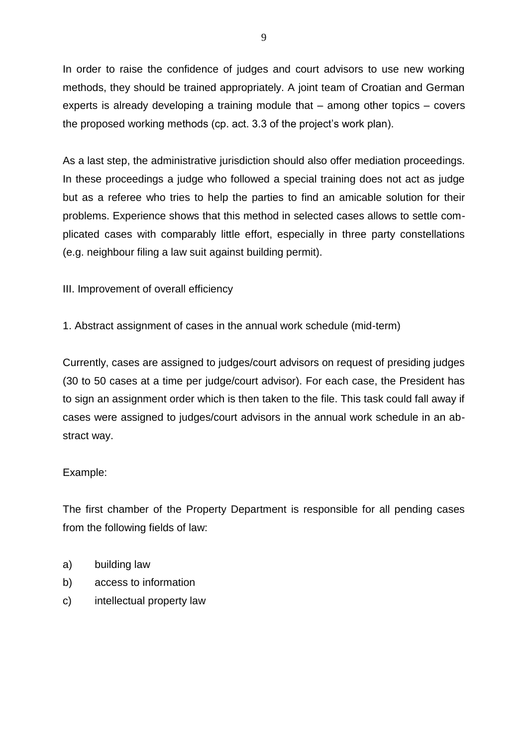In order to raise the confidence of judges and court advisors to use new working methods, they should be trained appropriately. A joint team of Croatian and German experts is already developing a training module that – among other topics – covers the proposed working methods (cp. act. 3.3 of the project's work plan).

As a last step, the administrative jurisdiction should also offer mediation proceedings. In these proceedings a judge who followed a special training does not act as judge but as a referee who tries to help the parties to find an amicable solution for their problems. Experience shows that this method in selected cases allows to settle complicated cases with comparably little effort, especially in three party constellations (e.g. neighbour filing a law suit against building permit).

## III. Improvement of overall efficiency

### 1. Abstract assignment of cases in the annual work schedule (mid-term)

Currently, cases are assigned to judges/court advisors on request of presiding judges (30 to 50 cases at a time per judge/court advisor). For each case, the President has to sign an assignment order which is then taken to the file. This task could fall away if cases were assigned to judges/court advisors in the annual work schedule in an abstract way.

Example:

The first chamber of the Property Department is responsible for all pending cases from the following fields of law:

a) building law
b) access to information
c) intellectual property law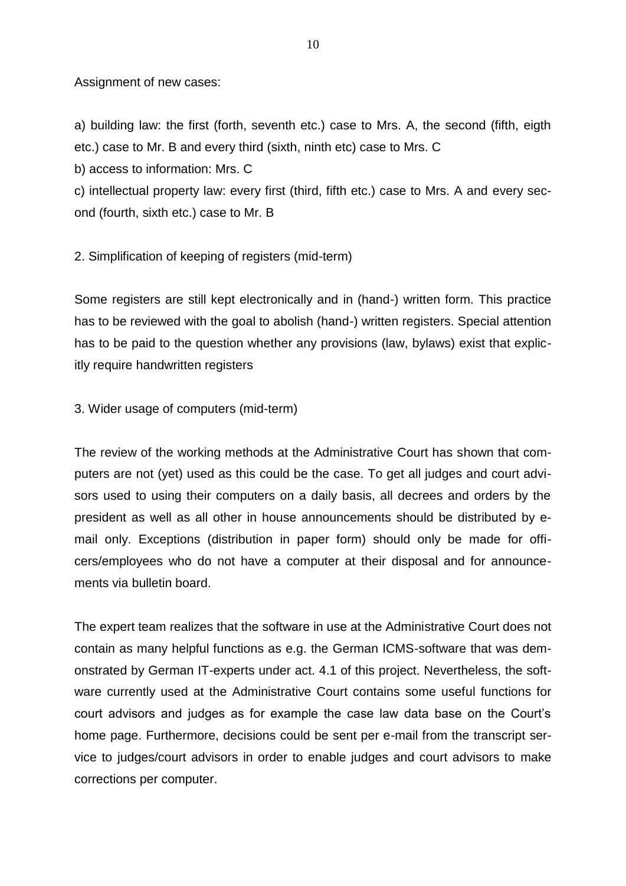Assignment of new cases:

a) building law: the first (forth, seventh etc.) case to Mrs. A, the second (fifth, eigth etc.) case to Mr. B and every third (sixth, ninth etc) case to Mrs. C

b) access to information: Mrs. C

c) intellectual property law: every first (third, fifth etc.) case to Mrs. A and every second (fourth, sixth etc.) case to Mr. B

2. Simplification of keeping of registers (mid-term)

Some registers are still kept electronically and in (hand-) written form. This practice has to be reviewed with the goal to abolish (hand-) written registers. Special attention has to be paid to the question whether any provisions (law, bylaws) exist that explicitly require handwritten registers

3. Wider usage of computers (mid-term)

The review of the working methods at the Administrative Court has shown that computers are not (yet) used as this could be the case. To get all judges and court advisors used to using their computers on a daily basis, all decrees and orders by the president as well as all other in house announcements should be distributed by e-mail only. Exceptions (distribution in paper form) should only be made for officers/employees who do not have a computer at their disposal and for announcements via bulletin board.

The expert team realizes that the software in use at the Administrative Court does not contain as many helpful functions as e.g. the German ICMS-software that was demonstrated by German IT-experts under act. 4.1 of this project. Nevertheless, the software currently used at the Administrative Court contains some useful functions for court advisors and judges as for example the case law data base on the Court's home page. Furthermore, decisions could be sent per e-mail from the transcript service to judges/court advisors in order to enable judges and court advisors to make corrections per computer.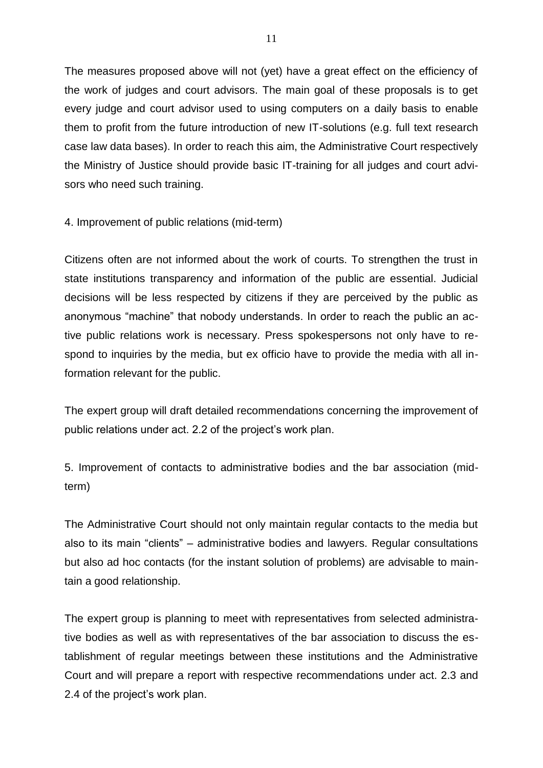The measures proposed above will not (yet) have a great effect on the efficiency of the work of judges and court advisors. The main goal of these proposals is to get every judge and court advisor used to using computers on a daily basis to enable them to profit from the future introduction of new IT-solutions (e.g. full text research case law data bases). In order to reach this aim, the Administrative Court respectively the Ministry of Justice should provide basic IT-training for all judges and court advisors who need such training.

4. Improvement of public relations (mid-term)

Citizens often are not informed about the work of courts. To strengthen the trust in state institutions transparency and information of the public are essential. Judicial decisions will be less respected by citizens if they are perceived by the public as anonymous "machine" that nobody understands. In order to reach the public an active public relations work is necessary. Press spokespersons not only have to respond to inquiries by the media, but ex officio have to provide the media with all information relevant for the public.

The expert group will draft detailed recommendations concerning the improvement of public relations under act. 2.2 of the project's work plan.

5. Improvement of contacts to administrative bodies and the bar association (mid-term)

The Administrative Court should not only maintain regular contacts to the media but also to its main "clients" – administrative bodies and lawyers. Regular consultations but also ad hoc contacts (for the instant solution of problems) are advisable to maintain a good relationship.

The expert group is planning to meet with representatives from selected administrative bodies as well as with representatives of the bar association to discuss the establishment of regular meetings between these institutions and the Administrative Court and will prepare a report with respective recommendations under act. 2.3 and 2.4 of the project's work plan.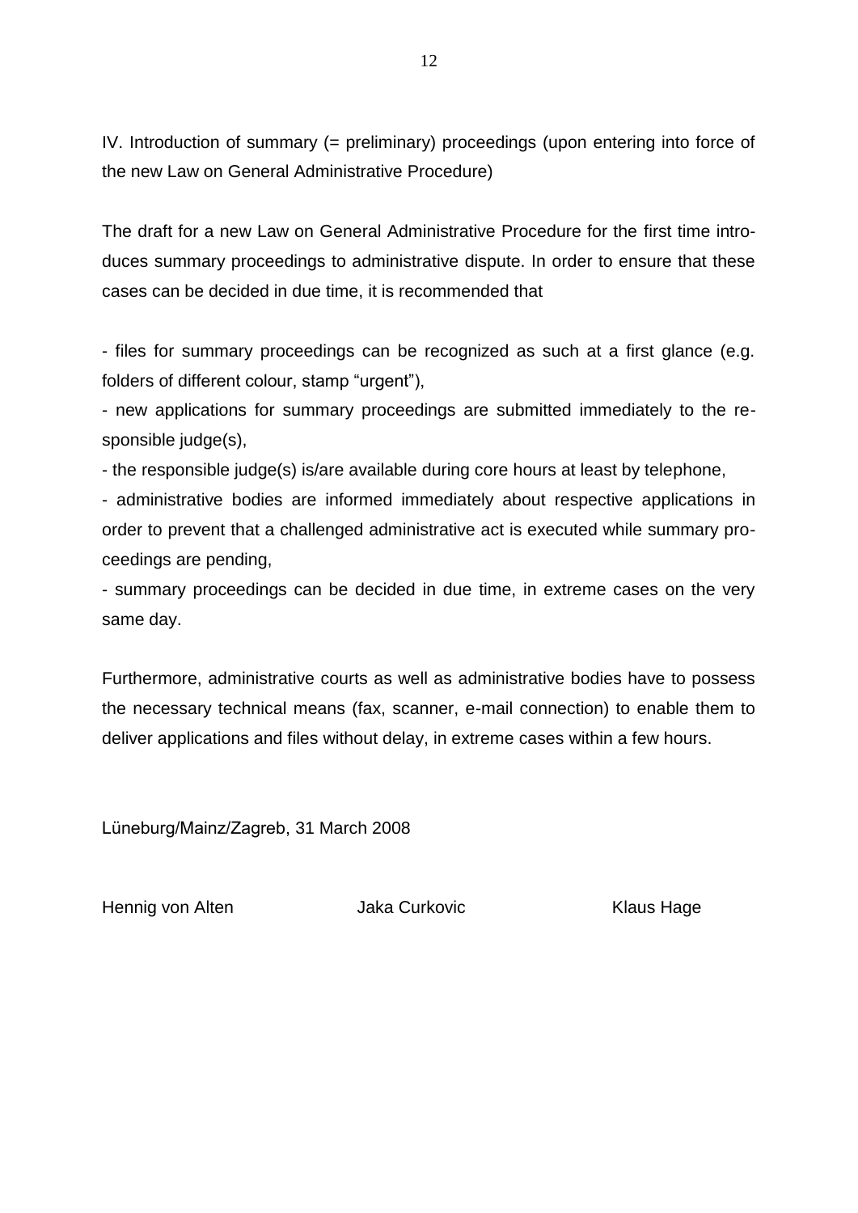## IV. Introduction of summary (= preliminary) proceedings (upon entering into force of the new Law on General Administrative Procedure)

The draft for a new Law on General Administrative Procedure for the first time introduces summary proceedings to administrative dispute. In order to ensure that these cases can be decided in due time, it is recommended that

- files for summary proceedings can be recognized as such at a first glance (e.g. folders of different colour, stamp "urgent"),
- new applications for summary proceedings are submitted immediately to the responsible judge(s),
- the responsible judge(s) is/are available during core hours at least by telephone,
- administrative bodies are informed immediately about respective applications in order to prevent that a challenged administrative act is executed while summary proceedings are pending,
- summary proceedings can be decided in due time, in extreme cases on the very same day.

Furthermore, administrative courts as well as administrative bodies have to possess the necessary technical means (fax, scanner, e-mail connection) to enable them to deliver applications and files without delay, in extreme cases within a few hours.

Lüneburg/Mainz/Zagreb, 31 March 2008

Hennig von Alten          Jaka Curkovic          Klaus Hage